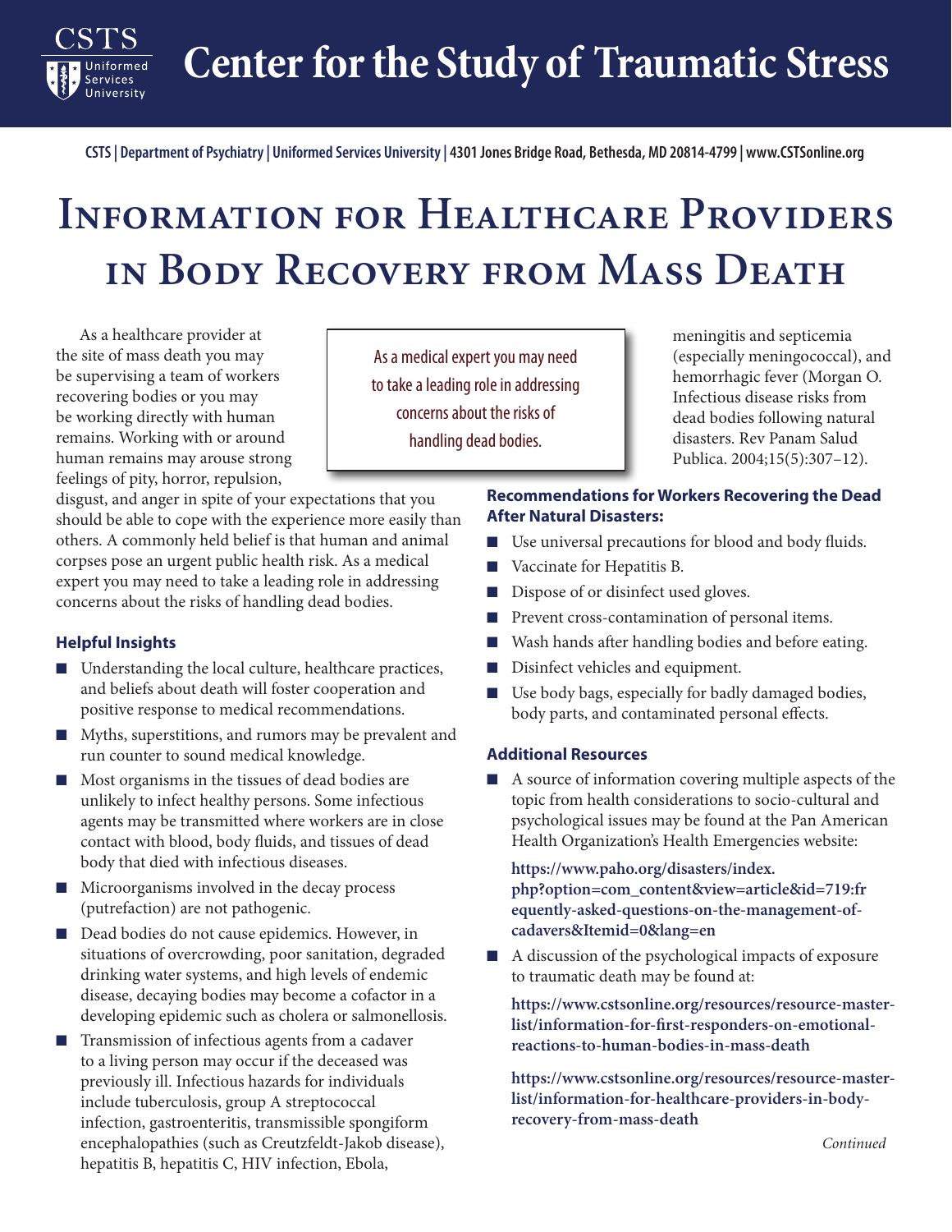# Center for the Study of Traumatic Stress

CSTS | Department of Psychiatry | Uniformed Services University | 4301 Jones Bridge Road, Bethesda, MD 20814-4799 | www.CSTSonline.org

# Information for Healthcare Providers in Body Recovery from Mass Death

As a healthcare provider at the site of mass death you may be supervising a team of workers recovering bodies or you may be working directly with human remains. Working with or around human remains may arouse strong feelings of pity, horror, repulsion, disgust, and anger in spite of your expectations that you should be able to cope with the experience more easily than others. A commonly held belief is that human and animal corpses pose an urgent public health risk. As a medical expert you may need to take a leading role in addressing concerns about the risks of handling dead bodies.

> As a medical expert you may need to take a leading role in addressing concerns about the risks of handling dead bodies.

### Helpful Insights

- Understanding the local culture, healthcare practices, and beliefs about death will foster cooperation and positive response to medical recommendations.
- Myths, superstitions, and rumors may be prevalent and run counter to sound medical knowledge.
- Most organisms in the tissues of dead bodies are unlikely to infect healthy persons. Some infectious agents may be transmitted where workers are in close contact with blood, body fluids, and tissues of dead body that died with infectious diseases.
- Microorganisms involved in the decay process (putrefaction) are not pathogenic.
- Dead bodies do not cause epidemics. However, in situations of overcrowding, poor sanitation, degraded drinking water systems, and high levels of endemic disease, decaying bodies may become a cofactor in a developing epidemic such as cholera or salmonellosis.
- Transmission of infectious agents from a cadaver to a living person may occur if the deceased was previously ill. Infectious hazards for individuals include tuberculosis, group A streptococcal infection, gastroenteritis, transmissible spongiform encephalopathies (such as Creutzfeldt-Jakob disease), hepatitis B, hepatitis C, HIV infection, Ebola, meningitis and septicemia (especially meningococcal), and hemorrhagic fever (Morgan O. Infectious disease risks from dead bodies following natural disasters. Rev Panam Salud Publica. 2004;15(5):307–12).

### Recommendations for Workers Recovering the Dead After Natural Disasters:

- Use universal precautions for blood and body fluids.
- Vaccinate for Hepatitis B.
- Dispose of or disinfect used gloves.
- Prevent cross-contamination of personal items.
- Wash hands after handling bodies and before eating.
- Disinfect vehicles and equipment.
- Use body bags, especially for badly damaged bodies, body parts, and contaminated personal effects.

### Additional Resources

- A source of information covering multiple aspects of the topic from health considerations to socio-cultural and psychological issues may be found at the Pan American Health Organization's Health Emergencies website:

  **https://www.paho.org/disasters/index.php?option=com_content&view=article&id=719:frequently-asked-questions-on-the-management-of-cadavers&Itemid=0&lang=en**

- A discussion of the psychological impacts of exposure to traumatic death may be found at:

  **https://www.cstsonline.org/resources/resource-master-list/information-for-first-responders-on-emotional-reactions-to-human-bodies-in-mass-death**

  **https://www.cstsonline.org/resources/resource-master-list/information-for-healthcare-providers-in-body-recovery-from-mass-death**

*Continued*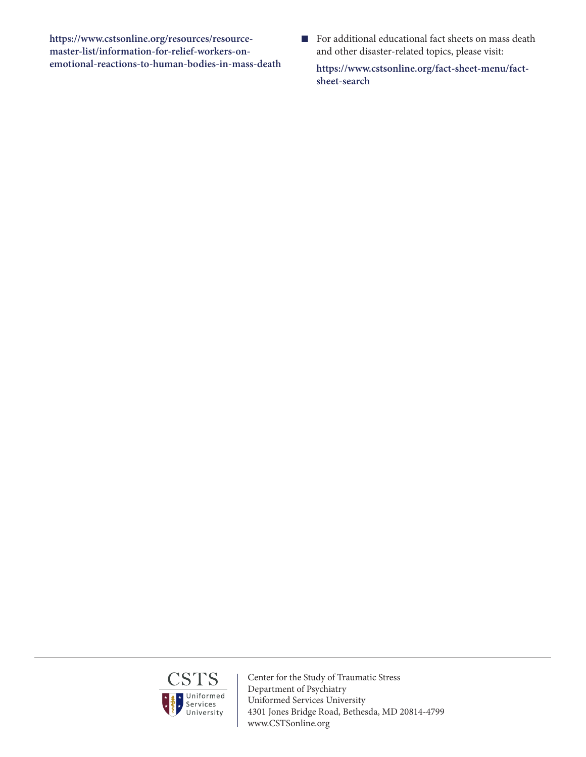https://www.cstsonline.org/resources/resource-master-list/information-for-relief-workers-on-emotional-reactions-to-human-bodies-in-mass-death

- For additional educational fact sheets on mass death and other disaster-related topics, please visit:

  **https://www.cstsonline.org/fact-sheet-menu/fact-sheet-search**

CSTS
Uniformed Services University

Center for the Study of Traumatic Stress
Department of Psychiatry
Uniformed Services University
4301 Jones Bridge Road, Bethesda, MD 20814-4799
www.CSTSonline.org